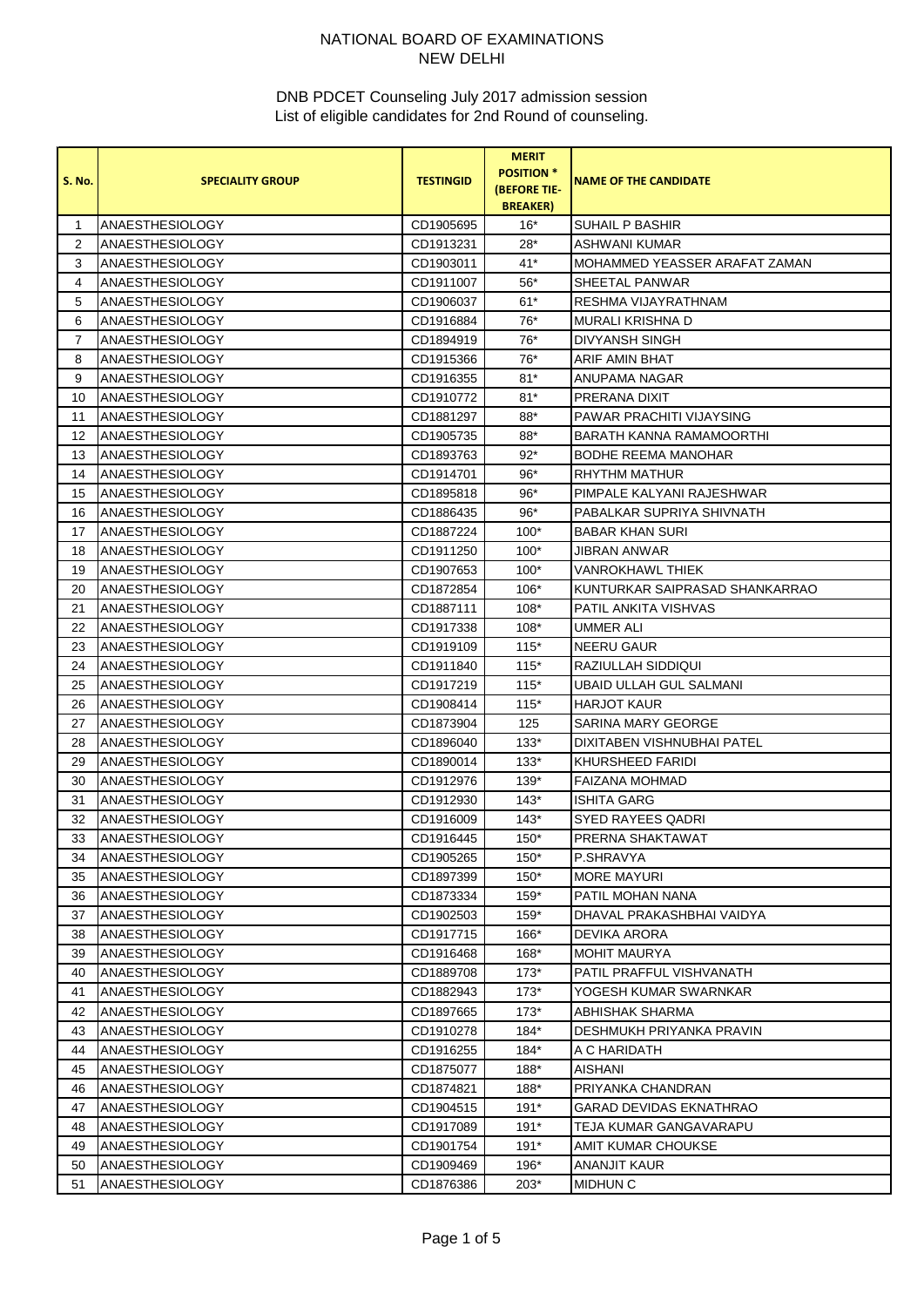NATIONAL BOARD OF EXAMINATIONS
NEW DELHI

DNB PDCET Counseling July 2017 admission session
List of eligible candidates for 2nd Round of counseling.

| S. No. | SPECIALITY GROUP | TESTINGID | MERIT POSITION * (BEFORE TIE-BREAKER) | NAME OF THE CANDIDATE |
|---|---|---|---|---|
| 1 | ANAESTHESIOLOGY | CD1905695 | 16* | SUHAIL P BASHIR |
| 2 | ANAESTHESIOLOGY | CD1913231 | 28* | ASHWANI KUMAR |
| 3 | ANAESTHESIOLOGY | CD1903011 | 41* | MOHAMMED YEASSER ARAFAT ZAMAN |
| 4 | ANAESTHESIOLOGY | CD1911007 | 56* | SHEETAL PANWAR |
| 5 | ANAESTHESIOLOGY | CD1906037 | 61* | RESHMA VIJAYRATHNAM |
| 6 | ANAESTHESIOLOGY | CD1916884 | 76* | MURALI KRISHNA D |
| 7 | ANAESTHESIOLOGY | CD1894919 | 76* | DIVYANSH SINGH |
| 8 | ANAESTHESIOLOGY | CD1915366 | 76* | ARIF AMIN BHAT |
| 9 | ANAESTHESIOLOGY | CD1916355 | 81* | ANUPAMA NAGAR |
| 10 | ANAESTHESIOLOGY | CD1910772 | 81* | PRERANA DIXIT |
| 11 | ANAESTHESIOLOGY | CD1881297 | 88* | PAWAR PRACHITI VIJAYSING |
| 12 | ANAESTHESIOLOGY | CD1905735 | 88* | BARATH KANNA RAMAMOORTHI |
| 13 | ANAESTHESIOLOGY | CD1893763 | 92* | BODHE REEMA MANOHAR |
| 14 | ANAESTHESIOLOGY | CD1914701 | 96* | RHYTHM MATHUR |
| 15 | ANAESTHESIOLOGY | CD1895818 | 96* | PIMPALE KALYANI RAJESHWAR |
| 16 | ANAESTHESIOLOGY | CD1886435 | 96* | PABALKAR SUPRIYA SHIVNATH |
| 17 | ANAESTHESIOLOGY | CD1887224 | 100* | BABAR KHAN SURI |
| 18 | ANAESTHESIOLOGY | CD1911250 | 100* | JIBRAN ANWAR |
| 19 | ANAESTHESIOLOGY | CD1907653 | 100* | VANROKHAWL THIEK |
| 20 | ANAESTHESIOLOGY | CD1872854 | 106* | KUNTURKAR SAIPRASAD SHANKARRAO |
| 21 | ANAESTHESIOLOGY | CD1887111 | 108* | PATIL ANKITA VISHVAS |
| 22 | ANAESTHESIOLOGY | CD1917338 | 108* | UMMER ALI |
| 23 | ANAESTHESIOLOGY | CD1919109 | 115* | NEERU GAUR |
| 24 | ANAESTHESIOLOGY | CD1911840 | 115* | RAZIULLAH SIDDIQUI |
| 25 | ANAESTHESIOLOGY | CD1917219 | 115* | UBAID ULLAH GUL SALMANI |
| 26 | ANAESTHESIOLOGY | CD1908414 | 115* | HARJOT KAUR |
| 27 | ANAESTHESIOLOGY | CD1873904 | 125 | SARINA MARY GEORGE |
| 28 | ANAESTHESIOLOGY | CD1896040 | 133* | DIXITABEN VISHNUBHAI PATEL |
| 29 | ANAESTHESIOLOGY | CD1890014 | 133* | KHURSHEED FARIDI |
| 30 | ANAESTHESIOLOGY | CD1912976 | 139* | FAIZANA MOHMAD |
| 31 | ANAESTHESIOLOGY | CD1912930 | 143* | ISHITA GARG |
| 32 | ANAESTHESIOLOGY | CD1916009 | 143* | SYED RAYEES QADRI |
| 33 | ANAESTHESIOLOGY | CD1916445 | 150* | PRERNA SHAKTAWAT |
| 34 | ANAESTHESIOLOGY | CD1905265 | 150* | P.SHRAVYA |
| 35 | ANAESTHESIOLOGY | CD1897399 | 150* | MORE MAYURI |
| 36 | ANAESTHESIOLOGY | CD1873334 | 159* | PATIL MOHAN NANA |
| 37 | ANAESTHESIOLOGY | CD1902503 | 159* | DHAVAL PRAKASHBHAI VAIDYA |
| 38 | ANAESTHESIOLOGY | CD1917715 | 166* | DEVIKA ARORA |
| 39 | ANAESTHESIOLOGY | CD1916468 | 168* | MOHIT MAURYA |
| 40 | ANAESTHESIOLOGY | CD1889708 | 173* | PATIL PRAFFUL VISHVANATH |
| 41 | ANAESTHESIOLOGY | CD1882943 | 173* | YOGESH KUMAR SWARNKAR |
| 42 | ANAESTHESIOLOGY | CD1897665 | 173* | ABHISHAK SHARMA |
| 43 | ANAESTHESIOLOGY | CD1910278 | 184* | DESHMUKH PRIYANKA PRAVIN |
| 44 | ANAESTHESIOLOGY | CD1916255 | 184* | A C HARIDATH |
| 45 | ANAESTHESIOLOGY | CD1875077 | 188* | AISHANI |
| 46 | ANAESTHESIOLOGY | CD1874821 | 188* | PRIYANKA CHANDRAN |
| 47 | ANAESTHESIOLOGY | CD1904515 | 191* | GARAD DEVIDAS EKNATHRAO |
| 48 | ANAESTHESIOLOGY | CD1917089 | 191* | TEJA KUMAR GANGAVARAPU |
| 49 | ANAESTHESIOLOGY | CD1901754 | 191* | AMIT KUMAR CHOUKSE |
| 50 | ANAESTHESIOLOGY | CD1909469 | 196* | ANANJIT KAUR |
| 51 | ANAESTHESIOLOGY | CD1876386 | 203* | MIDHUN C |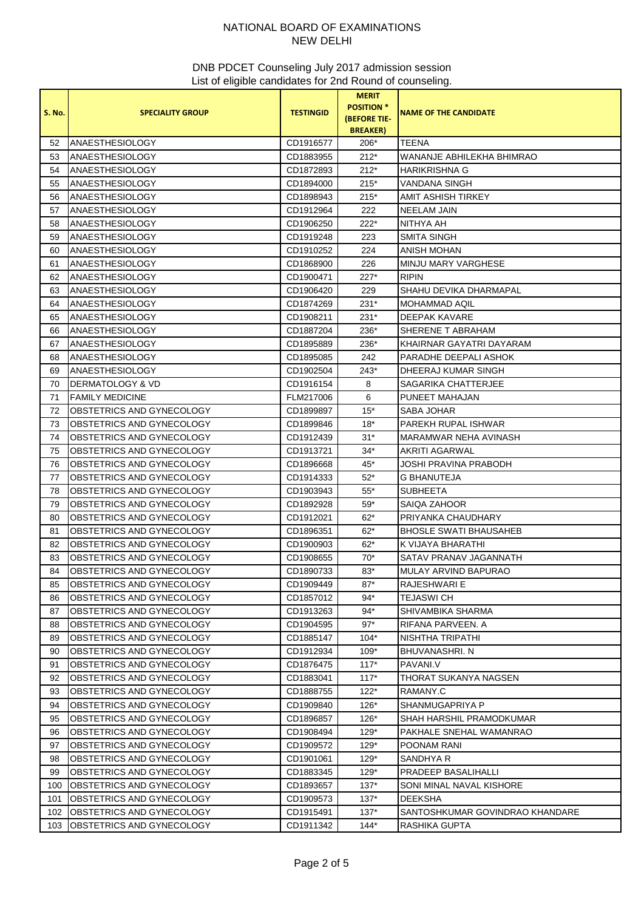NATIONAL BOARD OF EXAMINATIONS
NEW DELHI

DNB PDCET Counseling July 2017 admission session
List of eligible candidates for 2nd Round of counseling.

| S. No. | SPECIALITY GROUP | TESTINGID | MERIT POSITION * (BEFORE TIE-BREAKER) | NAME OF THE CANDIDATE |
|---|---|---|---|---|
| 52 | ANAESTHESIOLOGY | CD1916577 | 206* | TEENA |
| 53 | ANAESTHESIOLOGY | CD1883955 | 212* | WANANJE ABHILEKHA BHIMRAO |
| 54 | ANAESTHESIOLOGY | CD1872893 | 212* | HARIKRISHNA G |
| 55 | ANAESTHESIOLOGY | CD1894000 | 215* | VANDANA SINGH |
| 56 | ANAESTHESIOLOGY | CD1898943 | 215* | AMIT ASHISH TIRKEY |
| 57 | ANAESTHESIOLOGY | CD1912964 | 222 | NEELAM JAIN |
| 58 | ANAESTHESIOLOGY | CD1906250 | 222* | NITHYA AH |
| 59 | ANAESTHESIOLOGY | CD1919248 | 223 | SMITA SINGH |
| 60 | ANAESTHESIOLOGY | CD1910252 | 224 | ANISH MOHAN |
| 61 | ANAESTHESIOLOGY | CD1868900 | 226 | MINJU MARY VARGHESE |
| 62 | ANAESTHESIOLOGY | CD1900471 | 227* | RIPIN |
| 63 | ANAESTHESIOLOGY | CD1906420 | 229 | SHAHU DEVIKA DHARMAPAL |
| 64 | ANAESTHESIOLOGY | CD1874269 | 231* | MOHAMMAD AQIL |
| 65 | ANAESTHESIOLOGY | CD1908211 | 231* | DEEPAK KAVARE |
| 66 | ANAESTHESIOLOGY | CD1887204 | 236* | SHERENE T ABRAHAM |
| 67 | ANAESTHESIOLOGY | CD1895889 | 236* | KHAIRNAR GAYATRI DAYARAM |
| 68 | ANAESTHESIOLOGY | CD1895085 | 242 | PARADHE DEEPALI ASHOK |
| 69 | ANAESTHESIOLOGY | CD1902504 | 243* | DHEERAJ KUMAR SINGH |
| 70 | DERMATOLOGY & VD | CD1916154 | 8 | SAGARIKA CHATTERJEE |
| 71 | FAMILY MEDICINE | FLM217006 | 6 | PUNEET MAHAJAN |
| 72 | OBSTETRICS AND GYNECOLOGY | CD1899897 | 15* | SABA JOHAR |
| 73 | OBSTETRICS AND GYNECOLOGY | CD1899846 | 18* | PAREKH RUPAL ISHWAR |
| 74 | OBSTETRICS AND GYNECOLOGY | CD1912439 | 31* | MARAMWAR NEHA AVINASH |
| 75 | OBSTETRICS AND GYNECOLOGY | CD1913721 | 34* | AKRITI AGARWAL |
| 76 | OBSTETRICS AND GYNECOLOGY | CD1896668 | 45* | JOSHI PRAVINA PRABODH |
| 77 | OBSTETRICS AND GYNECOLOGY | CD1914333 | 52* | G BHANUTEJA |
| 78 | OBSTETRICS AND GYNECOLOGY | CD1903943 | 55* | SUBHEETA |
| 79 | OBSTETRICS AND GYNECOLOGY | CD1892928 | 59* | SAIQA ZAHOOR |
| 80 | OBSTETRICS AND GYNECOLOGY | CD1912021 | 62* | PRIYANKA CHAUDHARY |
| 81 | OBSTETRICS AND GYNECOLOGY | CD1896351 | 62* | BHOSLE SWATI BHAUSAHEB |
| 82 | OBSTETRICS AND GYNECOLOGY | CD1900903 | 62* | K VIJAYA BHARATHI |
| 83 | OBSTETRICS AND GYNECOLOGY | CD1908655 | 70* | SATAV PRANAV JAGANNATH |
| 84 | OBSTETRICS AND GYNECOLOGY | CD1890733 | 83* | MULAY ARVIND BAPURAO |
| 85 | OBSTETRICS AND GYNECOLOGY | CD1909449 | 87* | RAJESHWARI E |
| 86 | OBSTETRICS AND GYNECOLOGY | CD1857012 | 94* | TEJASWI CH |
| 87 | OBSTETRICS AND GYNECOLOGY | CD1913263 | 94* | SHIVAMBIKA SHARMA |
| 88 | OBSTETRICS AND GYNECOLOGY | CD1904595 | 97* | RIFANA PARVEEN. A |
| 89 | OBSTETRICS AND GYNECOLOGY | CD1885147 | 104* | NISHTHA TRIPATHI |
| 90 | OBSTETRICS AND GYNECOLOGY | CD1912934 | 109* | BHUVANASHRI. N |
| 91 | OBSTETRICS AND GYNECOLOGY | CD1876475 | 117* | PAVANI.V |
| 92 | OBSTETRICS AND GYNECOLOGY | CD1883041 | 117* | THORAT SUKANYA NAGSEN |
| 93 | OBSTETRICS AND GYNECOLOGY | CD1888755 | 122* | RAMANY.C |
| 94 | OBSTETRICS AND GYNECOLOGY | CD1909840 | 126* | SHANMUGAPRIYA P |
| 95 | OBSTETRICS AND GYNECOLOGY | CD1896857 | 126* | SHAH HARSHIL PRAMODKUMAR |
| 96 | OBSTETRICS AND GYNECOLOGY | CD1908494 | 129* | PAKHALE SNEHAL WAMANRAO |
| 97 | OBSTETRICS AND GYNECOLOGY | CD1909572 | 129* | POONAM RANI |
| 98 | OBSTETRICS AND GYNECOLOGY | CD1901061 | 129* | SANDHYA R |
| 99 | OBSTETRICS AND GYNECOLOGY | CD1883345 | 129* | PRADEEP BASALIHALLI |
| 100 | OBSTETRICS AND GYNECOLOGY | CD1893657 | 137* | SONI MINAL NAVAL KISHORE |
| 101 | OBSTETRICS AND GYNECOLOGY | CD1909573 | 137* | DEEKSHA |
| 102 | OBSTETRICS AND GYNECOLOGY | CD1915491 | 137* | SANTOSHKUMAR GOVINDRAO KHANDARE |
| 103 | OBSTETRICS AND GYNECOLOGY | CD1911342 | 144* | RASHIKA GUPTA |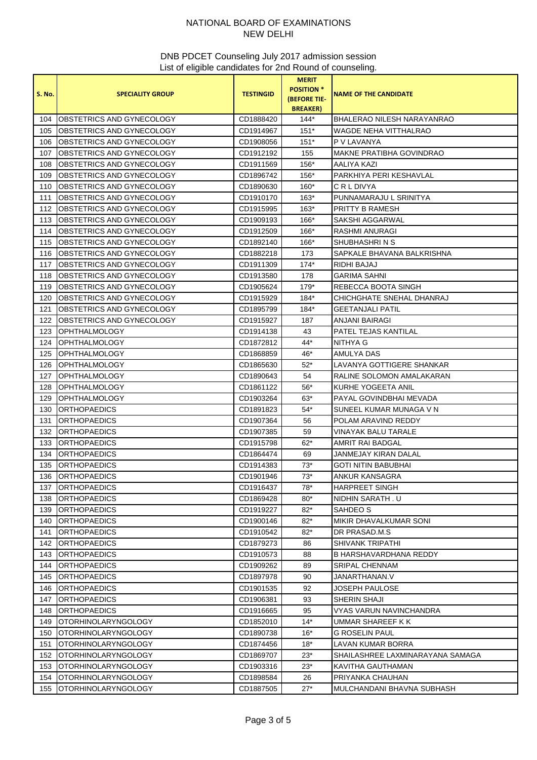NATIONAL BOARD OF EXAMINATIONS
NEW DELHI

DNB PDCET Counseling July 2017 admission session
List of eligible candidates for 2nd Round of counseling.

| S. No. | SPECIALITY GROUP | TESTINGID | MERIT POSITION * (BEFORE TIE-BREAKER) | NAME OF THE CANDIDATE |
|---|---|---|---|---|
| 104 | OBSTETRICS AND GYNECOLOGY | CD1888420 | 144* | BHALERAO NILESH NARAYANRAO |
| 105 | OBSTETRICS AND GYNECOLOGY | CD1914967 | 151* | WAGDE NEHA VITTHALRAO |
| 106 | OBSTETRICS AND GYNECOLOGY | CD1908056 | 151* | P V LAVANYA |
| 107 | OBSTETRICS AND GYNECOLOGY | CD1912192 | 155 | MAKNE PRATIBHA GOVINDRAO |
| 108 | OBSTETRICS AND GYNECOLOGY | CD1911569 | 156* | AALIYA KAZI |
| 109 | OBSTETRICS AND GYNECOLOGY | CD1896742 | 156* | PARKHIYA PERI KESHAVLAL |
| 110 | OBSTETRICS AND GYNECOLOGY | CD1890630 | 160* | C R L DIVYA |
| 111 | OBSTETRICS AND GYNECOLOGY | CD1910170 | 163* | PUNNAMARAJU L SRINITYA |
| 112 | OBSTETRICS AND GYNECOLOGY | CD1915995 | 163* | PRITTY B RAMESH |
| 113 | OBSTETRICS AND GYNECOLOGY | CD1909193 | 166* | SAKSHI AGGARWAL |
| 114 | OBSTETRICS AND GYNECOLOGY | CD1912509 | 166* | RASHMI ANURAGI |
| 115 | OBSTETRICS AND GYNECOLOGY | CD1892140 | 166* | SHUBHASHRI N S |
| 116 | OBSTETRICS AND GYNECOLOGY | CD1882218 | 173 | SAPKALE BHAVANA BALKRISHNA |
| 117 | OBSTETRICS AND GYNECOLOGY | CD1911309 | 174* | RIDHI BAJAJ |
| 118 | OBSTETRICS AND GYNECOLOGY | CD1913580 | 178 | GARIMA SAHNI |
| 119 | OBSTETRICS AND GYNECOLOGY | CD1905624 | 179* | REBECCA BOOTA SINGH |
| 120 | OBSTETRICS AND GYNECOLOGY | CD1915929 | 184* | CHICHGHATE SNEHAL DHANRAJ |
| 121 | OBSTETRICS AND GYNECOLOGY | CD1895799 | 184* | GEETANJALI PATIL |
| 122 | OBSTETRICS AND GYNECOLOGY | CD1915927 | 187 | ANJANI BAIRAGI |
| 123 | OPHTHALMOLOGY | CD1914138 | 43 | PATEL TEJAS KANTILAL |
| 124 | OPHTHALMOLOGY | CD1872812 | 44* | NITHYA G |
| 125 | OPHTHALMOLOGY | CD1868859 | 46* | AMULYA DAS |
| 126 | OPHTHALMOLOGY | CD1865630 | 52* | LAVANYA GOTTIGERE SHANKAR |
| 127 | OPHTHALMOLOGY | CD1890643 | 54 | RALINE SOLOMON AMALAKARAN |
| 128 | OPHTHALMOLOGY | CD1861122 | 56* | KURHE YOGEETA ANIL |
| 129 | OPHTHALMOLOGY | CD1903264 | 63* | PAYAL GOVINDBHAI MEVADA |
| 130 | ORTHOPAEDICS | CD1891823 | 54* | SUNEEL KUMAR MUNAGA V N |
| 131 | ORTHOPAEDICS | CD1907364 | 56 | POLAM ARAVIND REDDY |
| 132 | ORTHOPAEDICS | CD1907385 | 59 | VINAYAK BALU TARALE |
| 133 | ORTHOPAEDICS | CD1915798 | 62* | AMRIT RAI BADGAL |
| 134 | ORTHOPAEDICS | CD1864474 | 69 | JANMEJAY KIRAN DALAL |
| 135 | ORTHOPAEDICS | CD1914383 | 73* | GOTI NITIN BABUBHAI |
| 136 | ORTHOPAEDICS | CD1901946 | 73* | ANKUR KANSAGRA |
| 137 | ORTHOPAEDICS | CD1916437 | 78* | HARPREET SINGH |
| 138 | ORTHOPAEDICS | CD1869428 | 80* | NIDHIN SARATH . U |
| 139 | ORTHOPAEDICS | CD1919227 | 82* | SAHDEO S |
| 140 | ORTHOPAEDICS | CD1900146 | 82* | MIKIR DHAVALKUMAR SONI |
| 141 | ORTHOPAEDICS | CD1910542 | 82* | DR PRASAD.M.S |
| 142 | ORTHOPAEDICS | CD1879273 | 86 | SHIVANK TRIPATHI |
| 143 | ORTHOPAEDICS | CD1910573 | 88 | B HARSHAVARDHANA REDDY |
| 144 | ORTHOPAEDICS | CD1909262 | 89 | SRIPAL CHENNAM |
| 145 | ORTHOPAEDICS | CD1897978 | 90 | JANARTHANAN.V |
| 146 | ORTHOPAEDICS | CD1901535 | 92 | JOSEPH PAULOSE |
| 147 | ORTHOPAEDICS | CD1906381 | 93 | SHERIN SHAJI |
| 148 | ORTHOPAEDICS | CD1916665 | 95 | VYAS VARUN NAVINCHANDRA |
| 149 | OTORHINOLARYNGOLOGY | CD1852010 | 14* | UMMAR SHAREEF K K |
| 150 | OTORHINOLARYNGOLOGY | CD1890738 | 16* | G ROSELIN PAUL |
| 151 | OTORHINOLARYNGOLOGY | CD1874456 | 18* | LAVAN KUMAR BORRA |
| 152 | OTORHINOLARYNGOLOGY | CD1869707 | 23* | SHAILASHREE LAXMINARAYANA SAMAGA |
| 153 | OTORHINOLARYNGOLOGY | CD1903316 | 23* | KAVITHA GAUTHAMAN |
| 154 | OTORHINOLARYNGOLOGY | CD1898584 | 26 | PRIYANKA CHAUHAN |
| 155 | OTORHINOLARYNGOLOGY | CD1887505 | 27* | MULCHANDANI BHAVNA SUBHASH |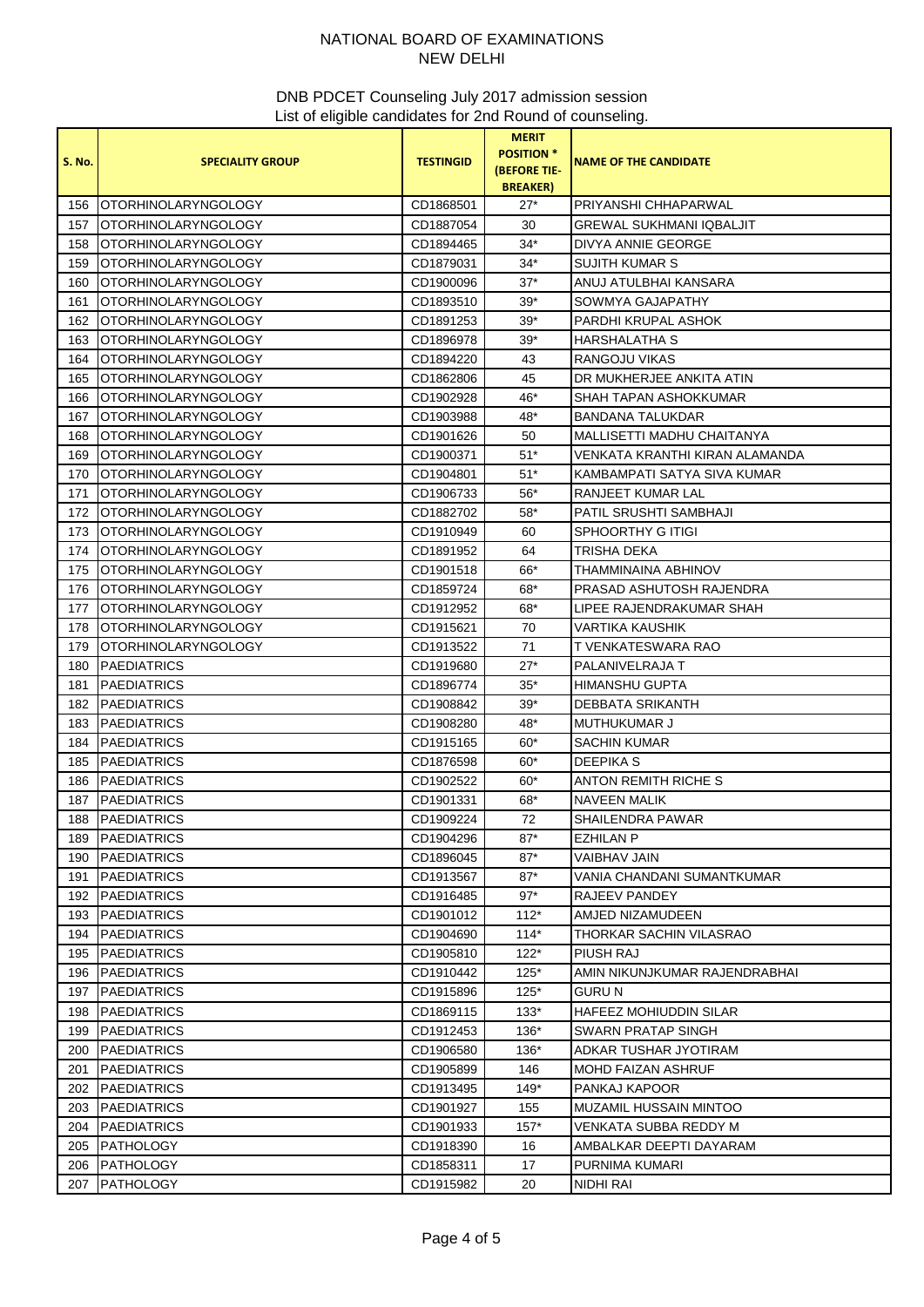NATIONAL BOARD OF EXAMINATIONS
NEW DELHI

DNB PDCET Counseling July 2017 admission session
List of eligible candidates for 2nd Round of counseling.

| S. No. | SPECIALITY GROUP | TESTINGID | MERIT POSITION * (BEFORE TIE-BREAKER) | NAME OF THE CANDIDATE |
|---|---|---|---|---|
| 156 | OTORHINOLARYNGOLOGY | CD1868501 | 27* | PRIYANSHI CHHAPARWAL |
| 157 | OTORHINOLARYNGOLOGY | CD1887054 | 30 | GREWAL SUKHMANI IQBALJIT |
| 158 | OTORHINOLARYNGOLOGY | CD1894465 | 34* | DIVYA ANNIE GEORGE |
| 159 | OTORHINOLARYNGOLOGY | CD1879031 | 34* | SUJITH KUMAR S |
| 160 | OTORHINOLARYNGOLOGY | CD1900096 | 37* | ANUJ ATULBHAI KANSARA |
| 161 | OTORHINOLARYNGOLOGY | CD1893510 | 39* | SOWMYA GAJAPATHY |
| 162 | OTORHINOLARYNGOLOGY | CD1891253 | 39* | PARDHI KRUPAL ASHOK |
| 163 | OTORHINOLARYNGOLOGY | CD1896978 | 39* | HARSHALATHA S |
| 164 | OTORHINOLARYNGOLOGY | CD1894220 | 43 | RANGOJU VIKAS |
| 165 | OTORHINOLARYNGOLOGY | CD1862806 | 45 | DR MUKHERJEE ANKITA ATIN |
| 166 | OTORHINOLARYNGOLOGY | CD1902928 | 46* | SHAH TAPAN ASHOKKUMAR |
| 167 | OTORHINOLARYNGOLOGY | CD1903988 | 48* | BANDANA TALUKDAR |
| 168 | OTORHINOLARYNGOLOGY | CD1901626 | 50 | MALLISETTI MADHU CHAITANYA |
| 169 | OTORHINOLARYNGOLOGY | CD1900371 | 51* | VENKATA KRANTHI KIRAN ALAMANDA |
| 170 | OTORHINOLARYNGOLOGY | CD1904801 | 51* | KAMBAMPATI SATYA SIVA KUMAR |
| 171 | OTORHINOLARYNGOLOGY | CD1906733 | 56* | RANJEET KUMAR LAL |
| 172 | OTORHINOLARYNGOLOGY | CD1882702 | 58* | PATIL SRUSHTI SAMBHAJI |
| 173 | OTORHINOLARYNGOLOGY | CD1910949 | 60 | SPHOORTHY G ITIGI |
| 174 | OTORHINOLARYNGOLOGY | CD1891952 | 64 | TRISHA DEKA |
| 175 | OTORHINOLARYNGOLOGY | CD1901518 | 66* | THAMMINAINA ABHINOV |
| 176 | OTORHINOLARYNGOLOGY | CD1859724 | 68* | PRASAD ASHUTOSH RAJENDRA |
| 177 | OTORHINOLARYNGOLOGY | CD1912952 | 68* | LIPEE RAJENDRAKUMAR SHAH |
| 178 | OTORHINOLARYNGOLOGY | CD1915621 | 70 | VARTIKA KAUSHIK |
| 179 | OTORHINOLARYNGOLOGY | CD1913522 | 71 | T VENKATESWARA RAO |
| 180 | PAEDIATRICS | CD1919680 | 27* | PALANIVELRAJA T |
| 181 | PAEDIATRICS | CD1896774 | 35* | HIMANSHU GUPTA |
| 182 | PAEDIATRICS | CD1908842 | 39* | DEBBATA SRIKANTH |
| 183 | PAEDIATRICS | CD1908280 | 48* | MUTHUKUMAR J |
| 184 | PAEDIATRICS | CD1915165 | 60* | SACHIN KUMAR |
| 185 | PAEDIATRICS | CD1876598 | 60* | DEEPIKA S |
| 186 | PAEDIATRICS | CD1902522 | 60* | ANTON REMITH RICHE S |
| 187 | PAEDIATRICS | CD1901331 | 68* | NAVEEN MALIK |
| 188 | PAEDIATRICS | CD1909224 | 72 | SHAILENDRA PAWAR |
| 189 | PAEDIATRICS | CD1904296 | 87* | EZHILAN P |
| 190 | PAEDIATRICS | CD1896045 | 87* | VAIBHAV JAIN |
| 191 | PAEDIATRICS | CD1913567 | 87* | VANIA CHANDANI SUMANTKUMAR |
| 192 | PAEDIATRICS | CD1916485 | 97* | RAJEEV PANDEY |
| 193 | PAEDIATRICS | CD1901012 | 112* | AMJED NIZAMUDEEN |
| 194 | PAEDIATRICS | CD1904690 | 114* | THORKAR SACHIN VILASRAO |
| 195 | PAEDIATRICS | CD1905810 | 122* | PIUSH RAJ |
| 196 | PAEDIATRICS | CD1910442 | 125* | AMIN NIKUNJKUMAR RAJENDRABHAI |
| 197 | PAEDIATRICS | CD1915896 | 125* | GURU N |
| 198 | PAEDIATRICS | CD1869115 | 133* | HAFEEZ MOHIUDDIN SILAR |
| 199 | PAEDIATRICS | CD1912453 | 136* | SWARN PRATAP SINGH |
| 200 | PAEDIATRICS | CD1906580 | 136* | ADKAR TUSHAR JYOTIRAM |
| 201 | PAEDIATRICS | CD1905899 | 146 | MOHD FAIZAN ASHRUF |
| 202 | PAEDIATRICS | CD1913495 | 149* | PANKAJ KAPOOR |
| 203 | PAEDIATRICS | CD1901927 | 155 | MUZAMIL HUSSAIN MINTOO |
| 204 | PAEDIATRICS | CD1901933 | 157* | VENKATA SUBBA REDDY M |
| 205 | PATHOLOGY | CD1918390 | 16 | AMBALKAR DEEPTI DAYARAM |
| 206 | PATHOLOGY | CD1858311 | 17 | PURNIMA KUMARI |
| 207 | PATHOLOGY | CD1915982 | 20 | NIDHI RAI |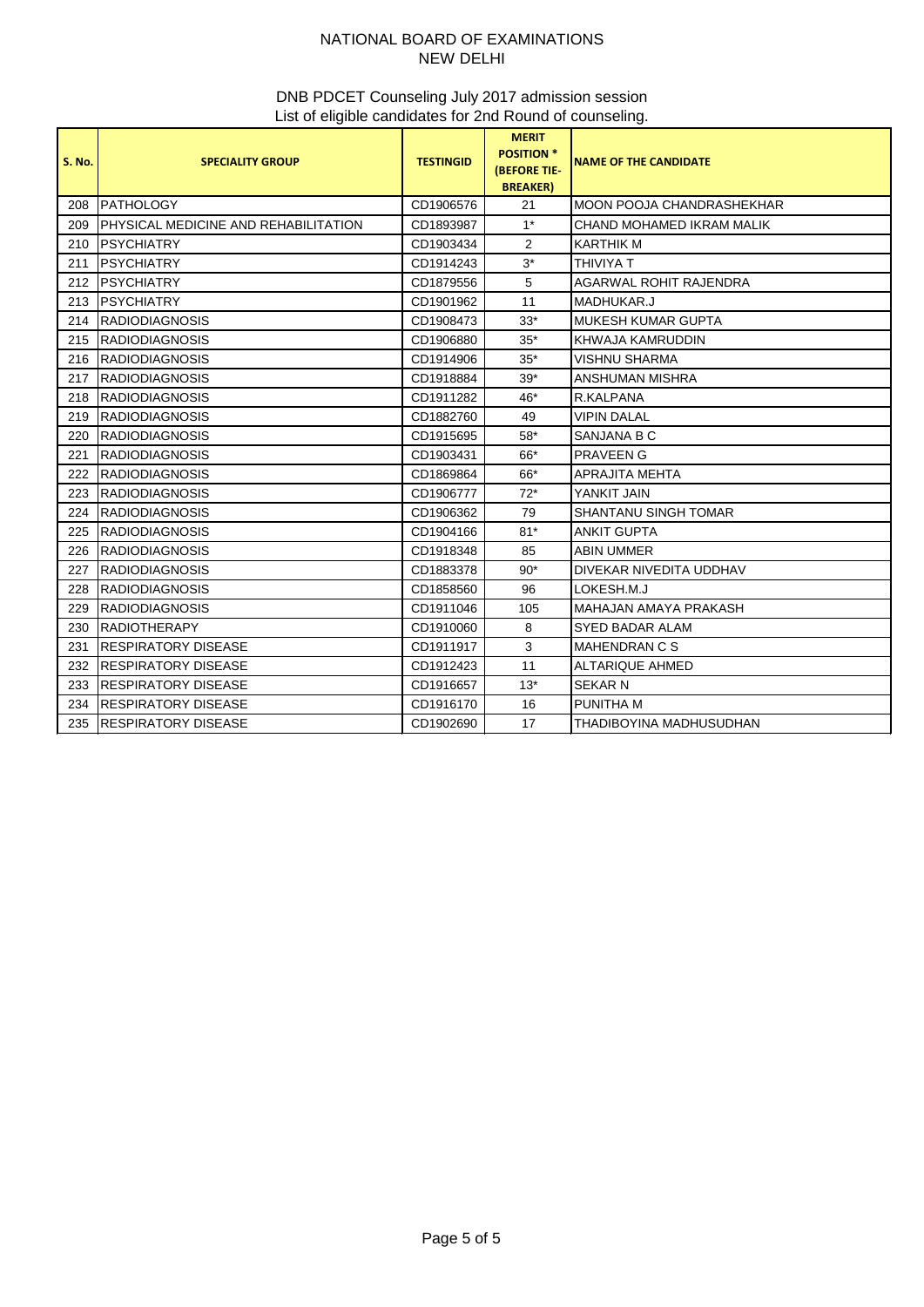NATIONAL BOARD OF EXAMINATIONS
NEW DELHI

DNB PDCET Counseling July 2017 admission session
List of eligible candidates for 2nd Round of counseling.

| S. No. | SPECIALITY GROUP | TESTINGID | MERIT POSITION * (BEFORE TIE-BREAKER) | NAME OF THE CANDIDATE |
|---|---|---|---|---|
| 208 | PATHOLOGY | CD1906576 | 21 | MOON POOJA CHANDRASHEKHAR |
| 209 | PHYSICAL MEDICINE AND REHABILITATION | CD1893987 | 1* | CHAND MOHAMED IKRAM MALIK |
| 210 | PSYCHIATRY | CD1903434 | 2 | KARTHIK M |
| 211 | PSYCHIATRY | CD1914243 | 3* | THIVIYA T |
| 212 | PSYCHIATRY | CD1879556 | 5 | AGARWAL ROHIT RAJENDRA |
| 213 | PSYCHIATRY | CD1901962 | 11 | MADHUKAR.J |
| 214 | RADIODIAGNOSIS | CD1908473 | 33* | MUKESH KUMAR GUPTA |
| 215 | RADIODIAGNOSIS | CD1906880 | 35* | KHWAJA KAMRUDDIN |
| 216 | RADIODIAGNOSIS | CD1914906 | 35* | VISHNU SHARMA |
| 217 | RADIODIAGNOSIS | CD1918884 | 39* | ANSHUMAN MISHRA |
| 218 | RADIODIAGNOSIS | CD1911282 | 46* | R.KALPANA |
| 219 | RADIODIAGNOSIS | CD1882760 | 49 | VIPIN DALAL |
| 220 | RADIODIAGNOSIS | CD1915695 | 58* | SANJANA B C |
| 221 | RADIODIAGNOSIS | CD1903431 | 66* | PRAVEEN G |
| 222 | RADIODIAGNOSIS | CD1869864 | 66* | APRAJITA MEHTA |
| 223 | RADIODIAGNOSIS | CD1906777 | 72* | YANKIT JAIN |
| 224 | RADIODIAGNOSIS | CD1906362 | 79 | SHANTANU SINGH TOMAR |
| 225 | RADIODIAGNOSIS | CD1904166 | 81* | ANKIT GUPTA |
| 226 | RADIODIAGNOSIS | CD1918348 | 85 | ABIN UMMER |
| 227 | RADIODIAGNOSIS | CD1883378 | 90* | DIVEKAR NIVEDITA UDDHAV |
| 228 | RADIODIAGNOSIS | CD1858560 | 96 | LOKESH.M.J |
| 229 | RADIODIAGNOSIS | CD1911046 | 105 | MAHAJAN AMAYA PRAKASH |
| 230 | RADIOTHERAPY | CD1910060 | 8 | SYED BADAR ALAM |
| 231 | RESPIRATORY DISEASE | CD1911917 | 3 | MAHENDRAN C S |
| 232 | RESPIRATORY DISEASE | CD1912423 | 11 | ALTARIQUE AHMED |
| 233 | RESPIRATORY DISEASE | CD1916657 | 13* | SEKAR N |
| 234 | RESPIRATORY DISEASE | CD1916170 | 16 | PUNITHA M |
| 235 | RESPIRATORY DISEASE | CD1902690 | 17 | THADIBOYINA MADHUSUDHAN |